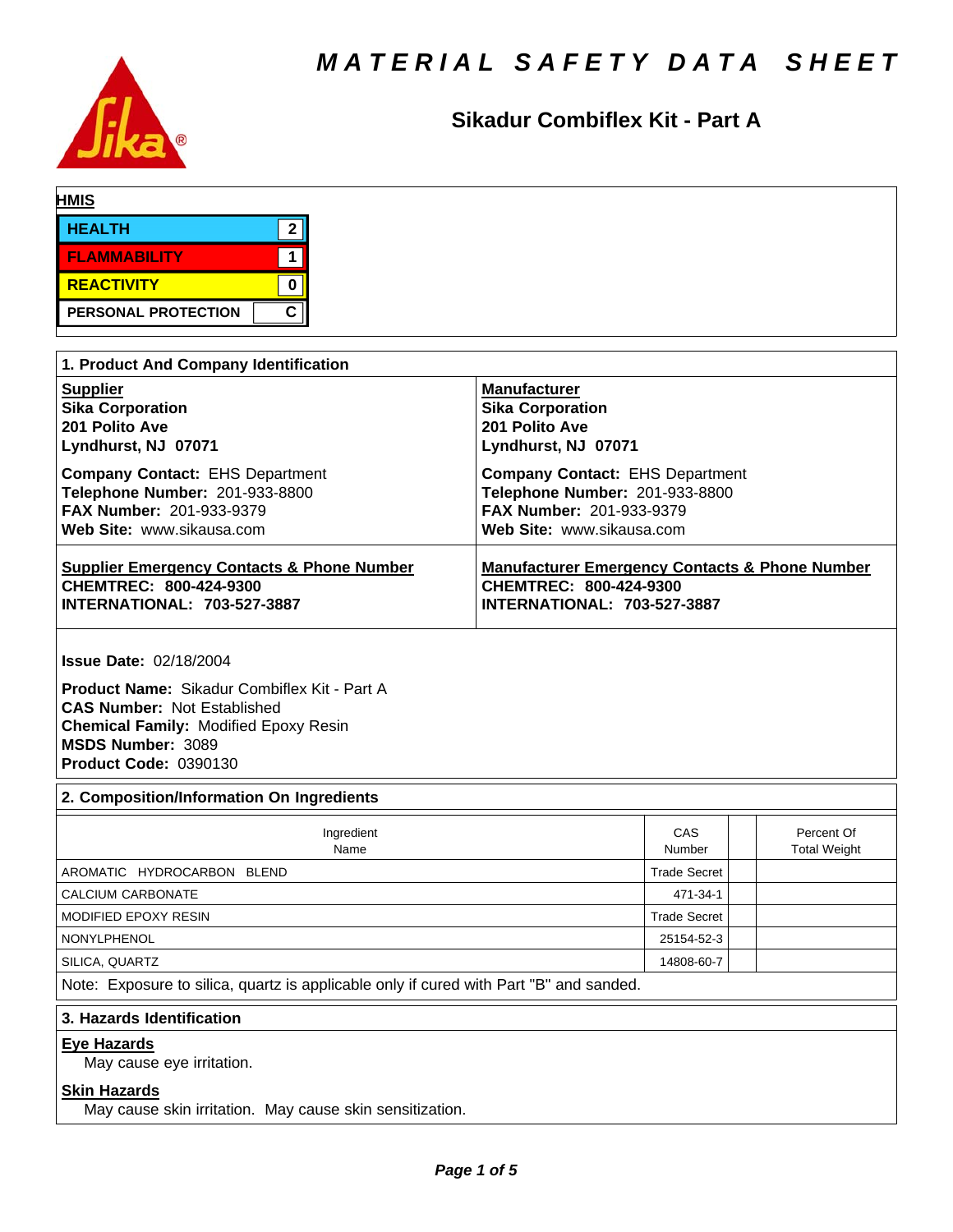# MATERIAL SAFETY DATA SHEET

## Sikadur Combiflex Kit - Part A

**HMIS**

| | |
|---|---|
| HEALTH | 2 |
| FLAMMABILITY | 1 |
| REACTIVITY | 0 |
| PERSONAL PROTECTION | C |

## 1. Product And Company Identification

**Supplier**
**Sika Corporation**
**201 Polito Ave**
**Lyndhurst, NJ 07071**

**Company Contact:** EHS Department
**Telephone Number:** 201-933-8800
**FAX Number:** 201-933-9379
**Web Site:** www.sikausa.com

**Manufacturer**
**Sika Corporation**
**201 Polito Ave**
**Lyndhurst, NJ 07071**

**Company Contact:** EHS Department
**Telephone Number:** 201-933-8800
**FAX Number:** 201-933-9379
**Web Site:** www.sikausa.com

**Supplier Emergency Contacts & Phone Number**
**CHEMTREC: 800-424-9300**
**INTERNATIONAL: 703-527-3887**

**Manufacturer Emergency Contacts & Phone Number**
**CHEMTREC: 800-424-9300**
**INTERNATIONAL: 703-527-3887**

**Issue Date:** 02/18/2004

**Product Name:** Sikadur Combiflex Kit - Part A
**CAS Number:** Not Established
**Chemical Family:** Modified Epoxy Resin
**MSDS Number:** 3089
**Product Code:** 0390130

## 2. Composition/Information On Ingredients

| Ingredient Name | CAS Number | | Percent Of Total Weight |
|---|---|---|---|
| AROMATIC HYDROCARBON BLEND | Trade Secret | | |
| CALCIUM CARBONATE | 471-34-1 | | |
| MODIFIED EPOXY RESIN | Trade Secret | | |
| NONYLPHENOL | 25154-52-3 | | |
| SILICA, QUARTZ | 14808-60-7 | | |

Note: Exposure to silica, quartz is applicable only if cured with Part "B" and sanded.

## 3. Hazards Identification

**Eye Hazards**

May cause eye irritation.

**Skin Hazards**

May cause skin irritation. May cause skin sensitization.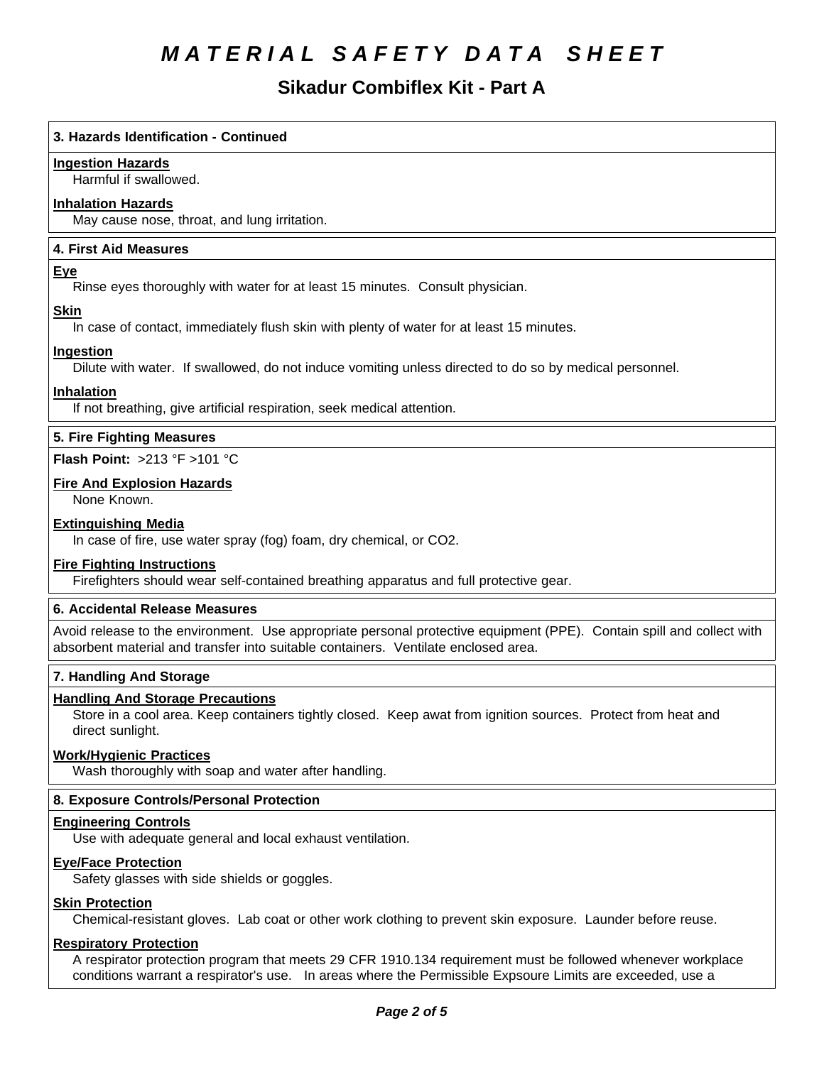# MATERIAL SAFETY DATA SHEET

## Sikadur Combiflex Kit - Part A

### 3. Hazards Identification - Continued

**Ingestion Hazards**

Harmful if swallowed.

**Inhalation Hazards**

May cause nose, throat, and lung irritation.

### 4. First Aid Measures

**Eye**

Rinse eyes thoroughly with water for at least 15 minutes. Consult physician.

**Skin**

In case of contact, immediately flush skin with plenty of water for at least 15 minutes.

**Ingestion**

Dilute with water. If swallowed, do not induce vomiting unless directed to do so by medical personnel.

**Inhalation**

If not breathing, give artificial respiration, seek medical attention.

### 5. Fire Fighting Measures

**Flash Point:** >213 °F >101 °C

**Fire And Explosion Hazards**

None Known.

**Extinguishing Media**

In case of fire, use water spray (fog) foam, dry chemical, or CO2.

**Fire Fighting Instructions**

Firefighters should wear self-contained breathing apparatus and full protective gear.

### 6. Accidental Release Measures

Avoid release to the environment. Use appropriate personal protective equipment (PPE). Contain spill and collect with absorbent material and transfer into suitable containers. Ventilate enclosed area.

### 7. Handling And Storage

**Handling And Storage Precautions**

Store in a cool area. Keep containers tightly closed. Keep awat from ignition sources. Protect from heat and direct sunlight.

**Work/Hygienic Practices**

Wash thoroughly with soap and water after handling.

### 8. Exposure Controls/Personal Protection

**Engineering Controls**

Use with adequate general and local exhaust ventilation.

**Eye/Face Protection**

Safety glasses with side shields or goggles.

**Skin Protection**

Chemical-resistant gloves. Lab coat or other work clothing to prevent skin exposure. Launder before reuse.

**Respiratory Protection**

A respirator protection program that meets 29 CFR 1910.134 requirement must be followed whenever workplace conditions warrant a respirator's use. In areas where the Permissible Expsoure Limits are exceeded, use a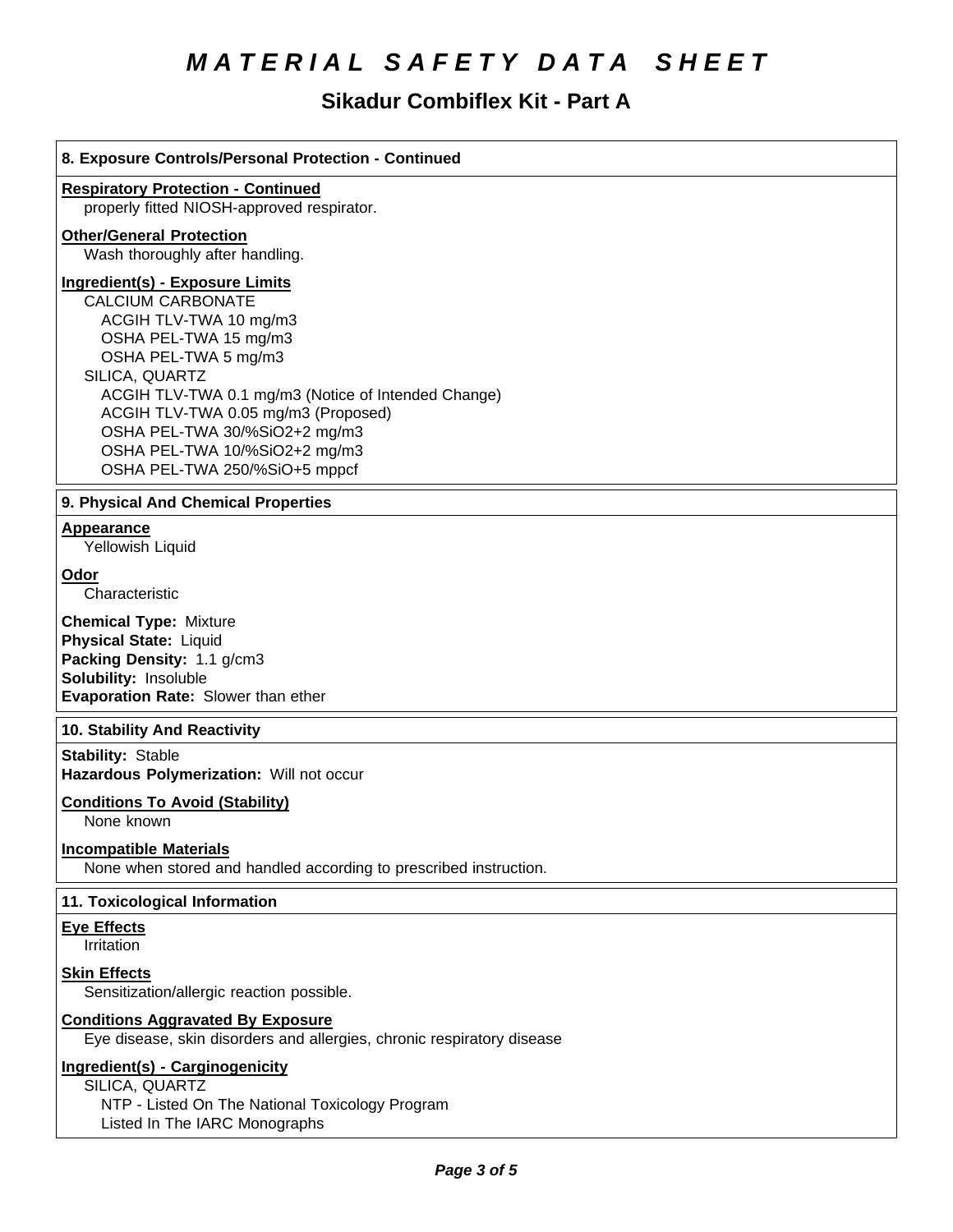# MATERIAL SAFETY DATA SHEET

## Sikadur Combiflex Kit - Part A

### 8. Exposure Controls/Personal Protection - Continued

**Respiratory Protection - Continued**
properly fitted NIOSH-approved respirator.

**Other/General Protection**
Wash thoroughly after handling.

**Ingredient(s) - Exposure Limits**

CALCIUM CARBONATE
- ACGIH TLV-TWA 10 mg/m3
- OSHA PEL-TWA 15 mg/m3
- OSHA PEL-TWA 5 mg/m3

SILICA, QUARTZ
- ACGIH TLV-TWA 0.1 mg/m3 (Notice of Intended Change)
- ACGIH TLV-TWA 0.05 mg/m3 (Proposed)
- OSHA PEL-TWA 30/%SiO2+2 mg/m3
- OSHA PEL-TWA 10/%SiO2+2 mg/m3
- OSHA PEL-TWA 250/%SiO+5 mppcf

### 9. Physical And Chemical Properties

**Appearance**
Yellowish Liquid

**Odor**
Characteristic

**Chemical Type:** Mixture
**Physical State:** Liquid
**Packing Density:** 1.1 g/cm3
**Solubility:** Insoluble
**Evaporation Rate:** Slower than ether

### 10. Stability And Reactivity

**Stability:** Stable
**Hazardous Polymerization:** Will not occur

**Conditions To Avoid (Stability)**
None known

**Incompatible Materials**
None when stored and handled according to prescribed instruction.

### 11. Toxicological Information

**Eye Effects**
Irritation

**Skin Effects**
Sensitization/allergic reaction possible.

**Conditions Aggravated By Exposure**
Eye disease, skin disorders and allergies, chronic respiratory disease

**Ingredient(s) - Carginogenicity**

SILICA, QUARTZ
- NTP - Listed On The National Toxicology Program
- Listed In The IARC Monographs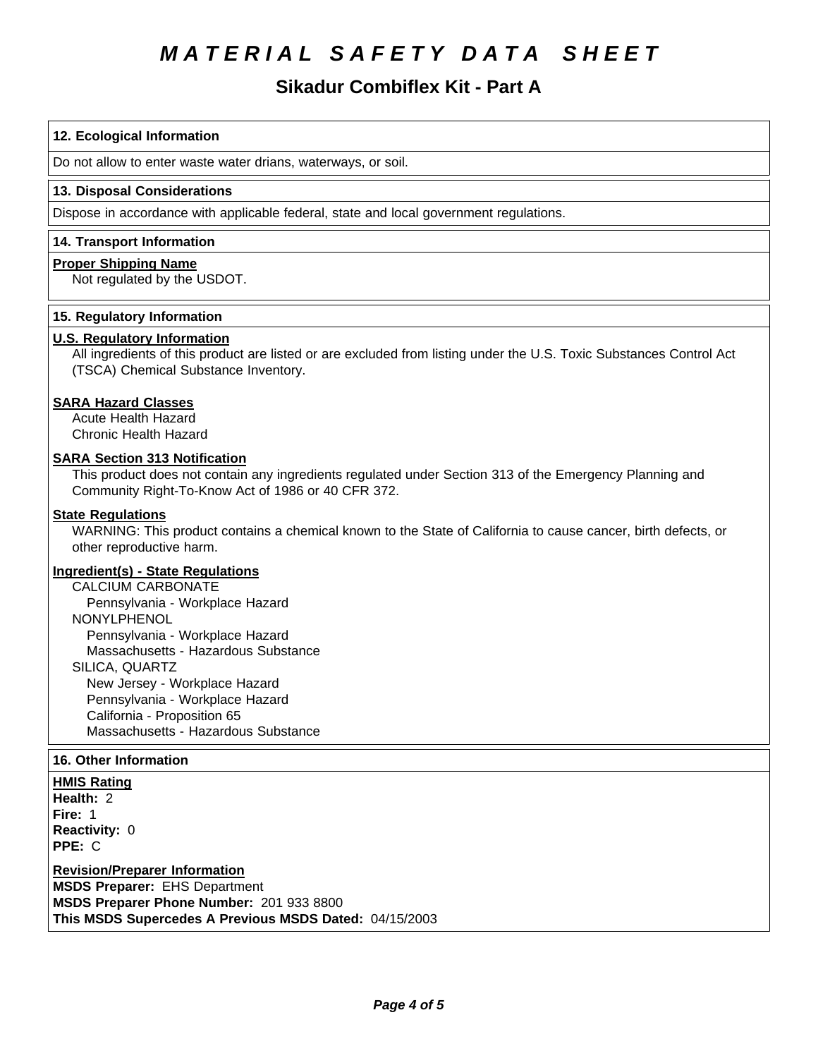# MATERIAL SAFETY DATA SHEET

## Sikadur Combiflex Kit - Part A

### 12. Ecological Information

Do not allow to enter waste water drians, waterways, or soil.

### 13. Disposal Considerations

Dispose in accordance with applicable federal, state and local government regulations.

### 14. Transport Information

**Proper Shipping Name**

Not regulated by the USDOT.

### 15. Regulatory Information

**U.S. Regulatory Information**

All ingredients of this product are listed or are excluded from listing under the U.S. Toxic Substances Control Act (TSCA) Chemical Substance Inventory.

**SARA Hazard Classes**

Acute Health Hazard
Chronic Health Hazard

**SARA Section 313 Notification**

This product does not contain any ingredients regulated under Section 313 of the Emergency Planning and Community Right-To-Know Act of 1986 or 40 CFR 372.

**State Regulations**

WARNING: This product contains a chemical known to the State of California to cause cancer, birth defects, or other reproductive harm.

**Ingredient(s) - State Regulations**

CALCIUM CARBONATE
- Pennsylvania - Workplace Hazard

NONYLPHENOL
- Pennsylvania - Workplace Hazard
- Massachusetts - Hazardous Substance

SILICA, QUARTZ
- New Jersey - Workplace Hazard
- Pennsylvania - Workplace Hazard
- California - Proposition 65
- Massachusetts - Hazardous Substance

### 16. Other Information

**HMIS Rating**

**Health:** 2
**Fire:** 1
**Reactivity:** 0
**PPE:** C

**Revision/Preparer Information**

**MSDS Preparer:** EHS Department
**MSDS Preparer Phone Number:** 201 933 8800
**This MSDS Supercedes A Previous MSDS Dated:** 04/15/2003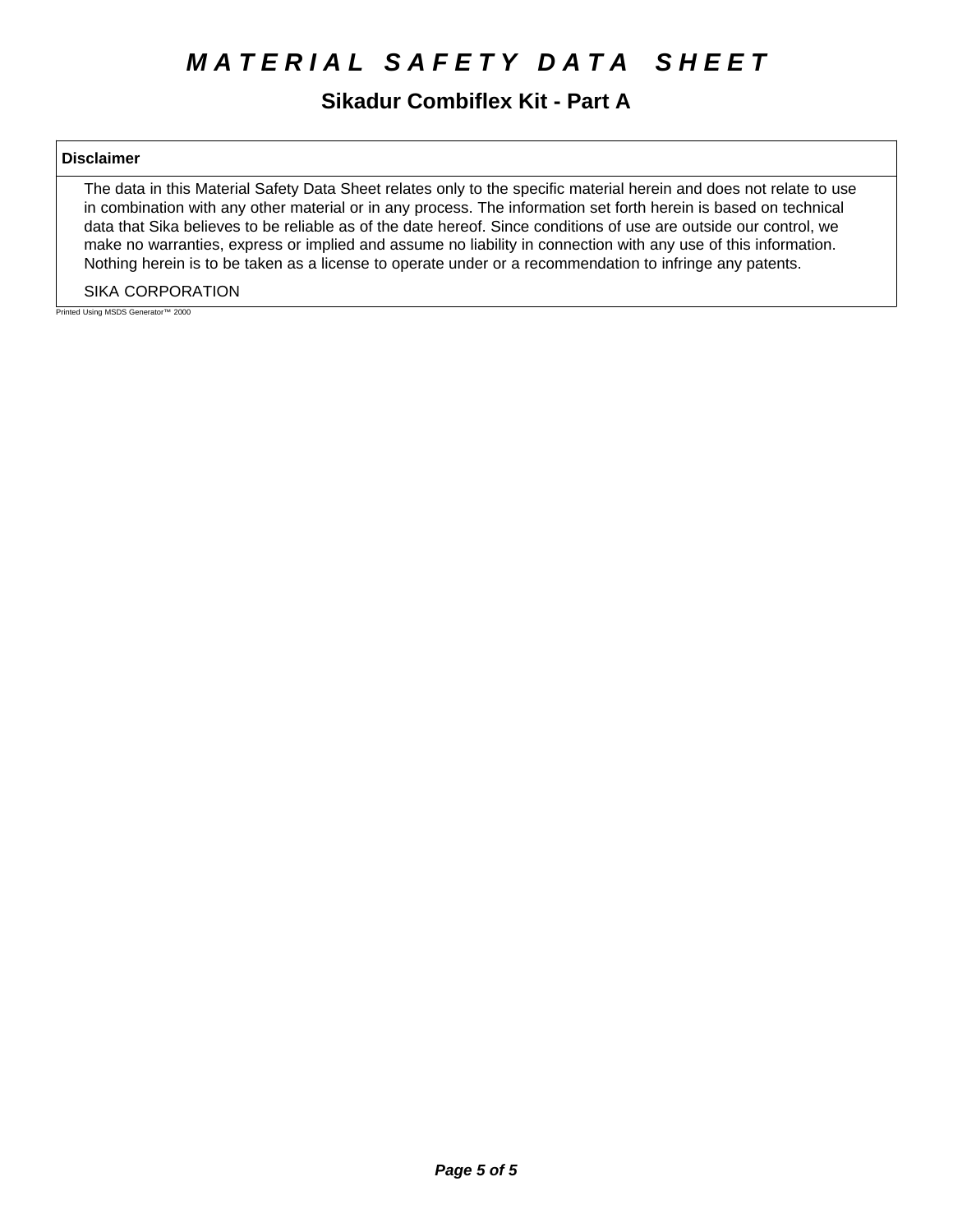### Disclaimer

The data in this Material Safety Data Sheet relates only to the specific material herein and does not relate to use in combination with any other material or in any process. The information set forth herein is based on technical data that Sika believes to be reliable as of the date hereof. Since conditions of use are outside our control, we make no warranties, express or implied and assume no liability in connection with any use of this information. Nothing herein is to be taken as a license to operate under or a recommendation to infringe any patents.

SIKA CORPORATION

Printed Using MSDS Generator™ 2000